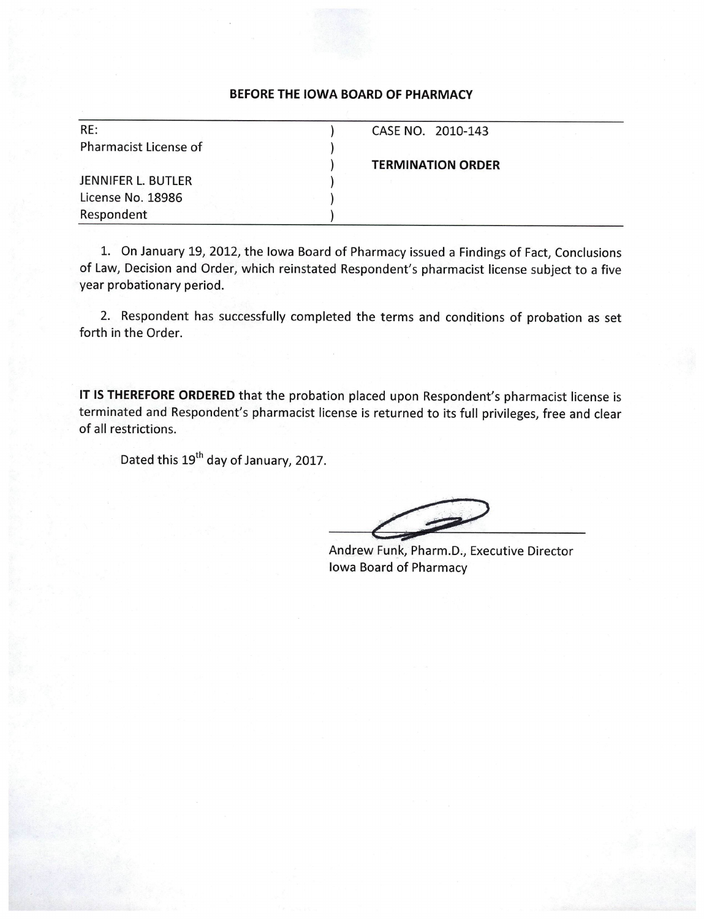**BEFORE THE IOWA BOARD OF PHARMACY**

| | | |
|---|---|---|
| RE: | ) | CASE NO. 2010-143 |
| Pharmacist License of | ) | |
| | ) | **TERMINATION ORDER** |
| JENNIFER L. BUTLER | ) | |
| License No. 18986 | ) | |
| Respondent | ) | |

1. On January 19, 2012, the Iowa Board of Pharmacy issued a Findings of Fact, Conclusions of Law, Decision and Order, which reinstated Respondent's pharmacist license subject to a five year probationary period.

2. Respondent has successfully completed the terms and conditions of probation as set forth in the Order.

**IT IS THEREFORE ORDERED** that the probation placed upon Respondent's pharmacist license is terminated and Respondent's pharmacist license is returned to its full privileges, free and clear of all restrictions.

Dated this 19th day of January, 2017.

Andrew Funk, Pharm.D., Executive Director
Iowa Board of Pharmacy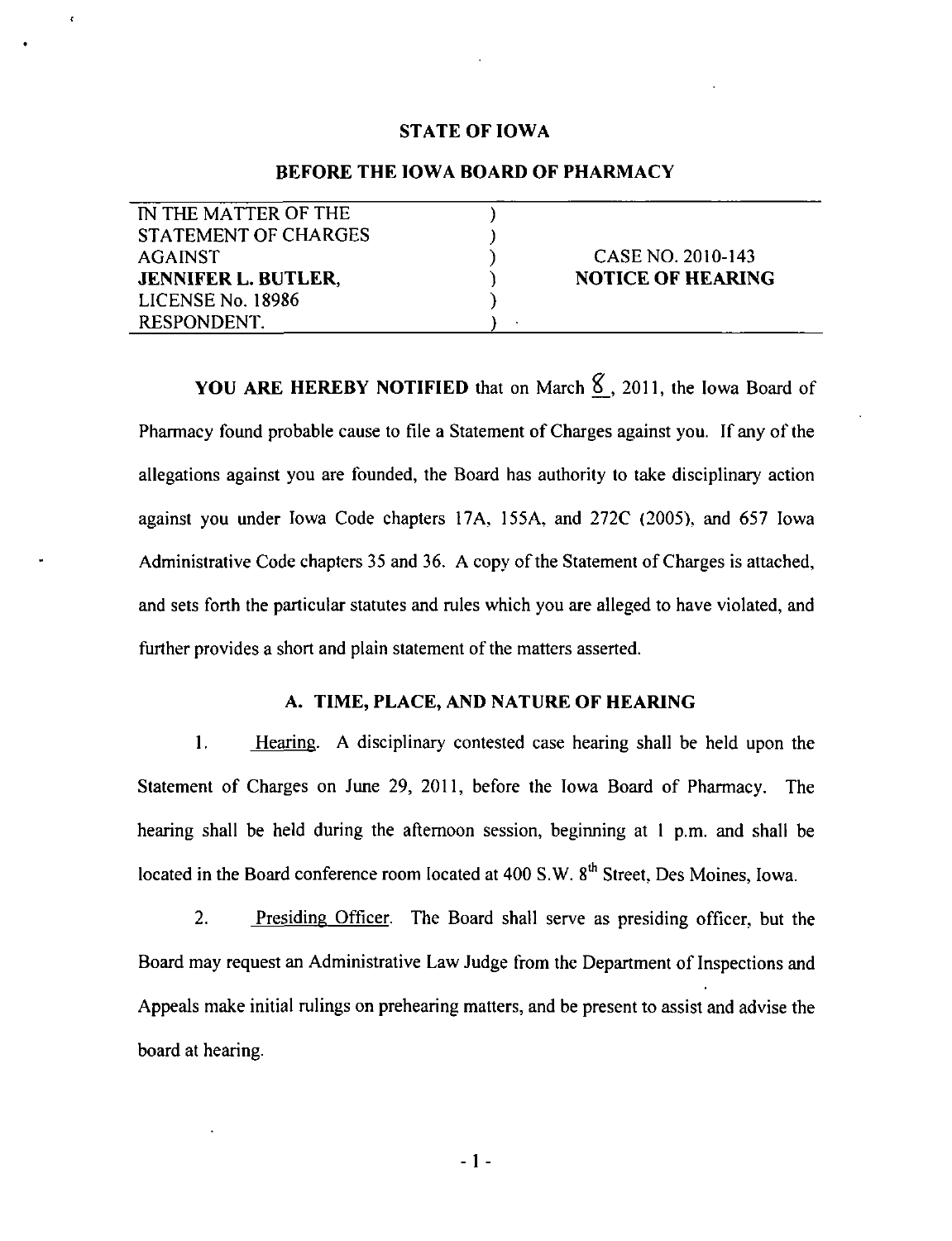## STATE OF IOWA

## BEFORE THE IOWA BOARD OF PHARMACY

| IN THE MATTER OF THE STATEMENT OF CHARGES AGAINST **JENNIFER L. BUTLER,** LICENSE No. 18986 RESPONDENT. | ) ) ) ) ) ) | CASE NO. 2010-143 **NOTICE OF HEARING** |
|---|---|---|

**YOU ARE HEREBY NOTIFIED** that on March 8, 2011, the Iowa Board of Pharmacy found probable cause to file a Statement of Charges against you. If any of the allegations against you are founded, the Board has authority to take disciplinary action against you under Iowa Code chapters 17A, 155A, and 272C (2005), and 657 Iowa Administrative Code chapters 35 and 36. A copy of the Statement of Charges is attached, and sets forth the particular statutes and rules which you are alleged to have violated, and further provides a short and plain statement of the matters asserted.

### A. TIME, PLACE, AND NATURE OF HEARING

1. Hearing. A disciplinary contested case hearing shall be held upon the Statement of Charges on June 29, 2011, before the Iowa Board of Pharmacy. The hearing shall be held during the afternoon session, beginning at 1 p.m. and shall be located in the Board conference room located at 400 S.W. 8th Street, Des Moines, Iowa.

2. Presiding Officer. The Board shall serve as presiding officer, but the Board may request an Administrative Law Judge from the Department of Inspections and Appeals make initial rulings on prehearing matters, and be present to assist and advise the board at hearing.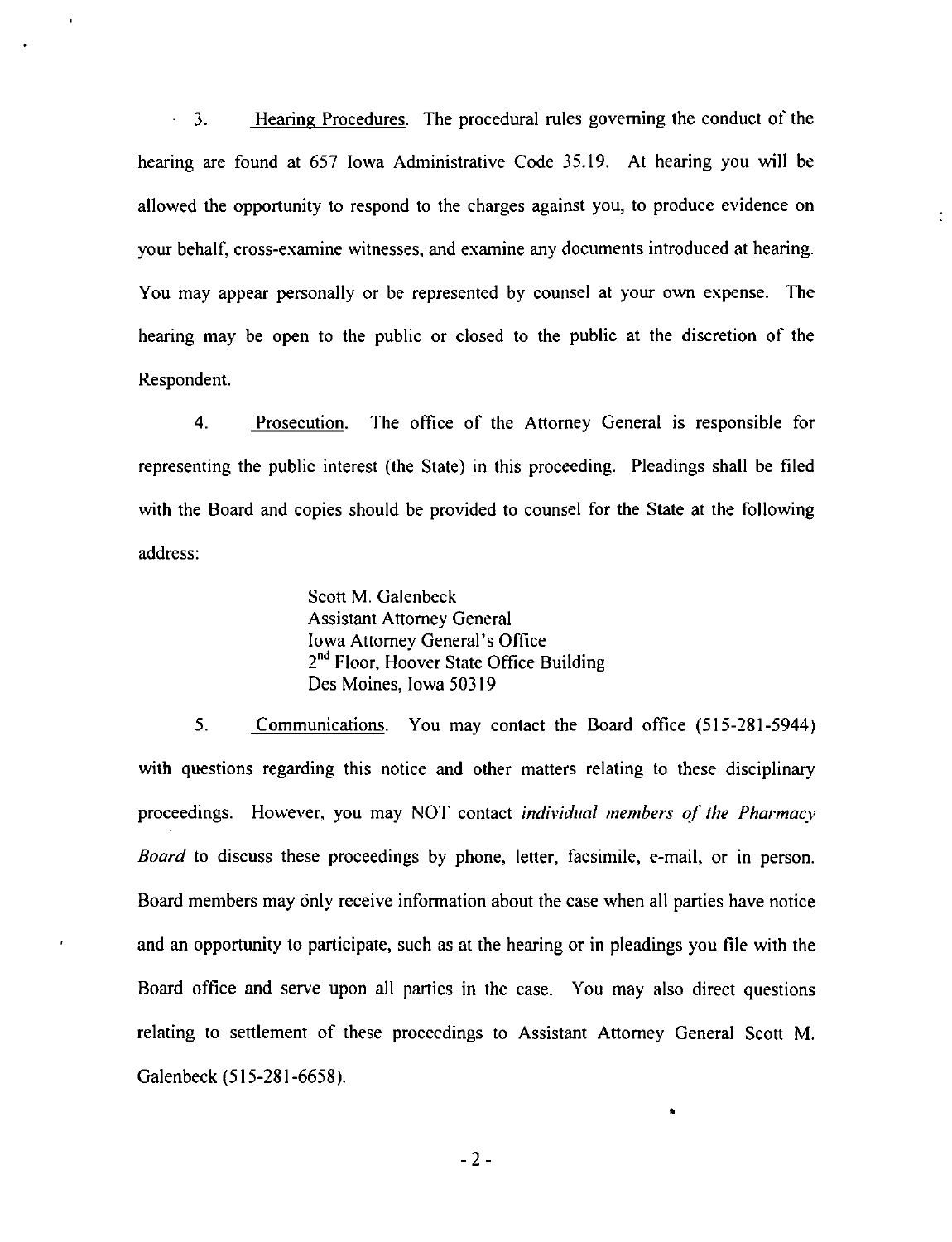3. Hearing Procedures. The procedural rules governing the conduct of the hearing are found at 657 Iowa Administrative Code 35.19. At hearing you will be allowed the opportunity to respond to the charges against you, to produce evidence on your behalf, cross-examine witnesses, and examine any documents introduced at hearing. You may appear personally or be represented by counsel at your own expense. The hearing may be open to the public or closed to the public at the discretion of the Respondent.

4. Prosecution. The office of the Attorney General is responsible for representing the public interest (the State) in this proceeding. Pleadings shall be filed with the Board and copies should be provided to counsel for the State at the following address:

> Scott M. Galenbeck
> Assistant Attorney General
> Iowa Attorney General's Office
> 2nd Floor, Hoover State Office Building
> Des Moines, Iowa 50319

5. Communications. You may contact the Board office (515-281-5944) with questions regarding this notice and other matters relating to these disciplinary proceedings. However, you may NOT contact *individual members of the Pharmacy Board* to discuss these proceedings by phone, letter, facsimile, e-mail, or in person. Board members may only receive information about the case when all parties have notice and an opportunity to participate, such as at the hearing or in pleadings you file with the Board office and serve upon all parties in the case. You may also direct questions relating to settlement of these proceedings to Assistant Attorney General Scott M. Galenbeck (515-281-6658).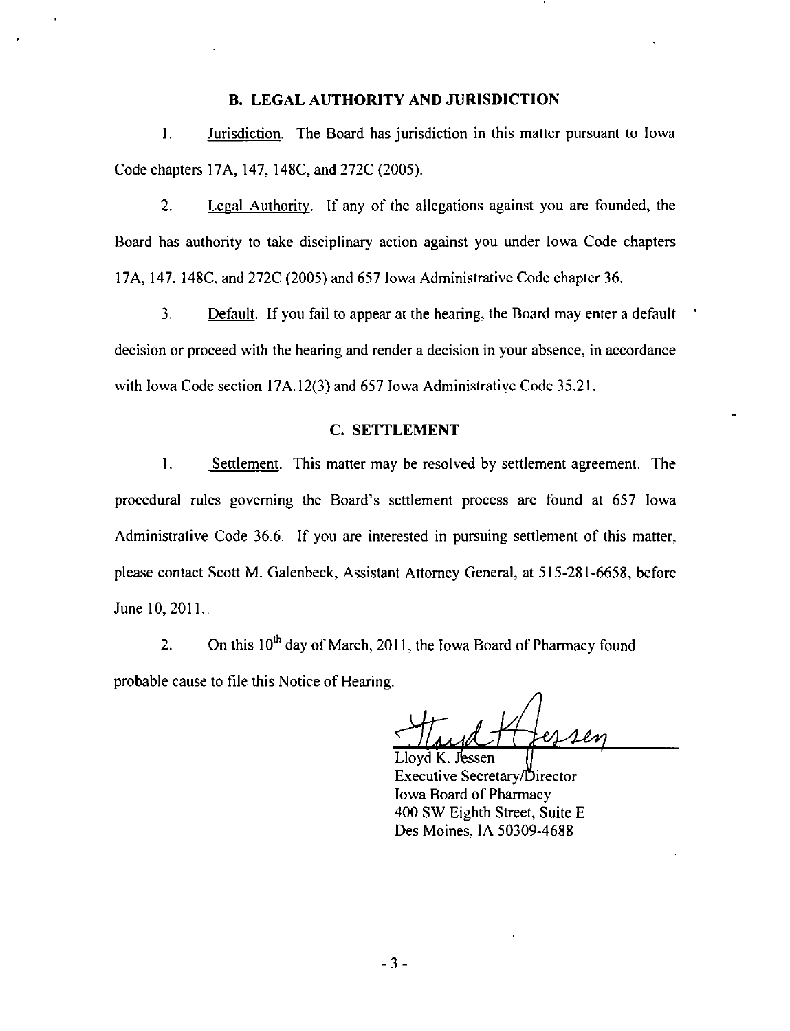## B. LEGAL AUTHORITY AND JURISDICTION

1. Jurisdiction. The Board has jurisdiction in this matter pursuant to Iowa Code chapters 17A, 147, 148C, and 272C (2005).

2. Legal Authority. If any of the allegations against you are founded, the Board has authority to take disciplinary action against you under Iowa Code chapters 17A, 147, 148C, and 272C (2005) and 657 Iowa Administrative Code chapter 36.

3. Default. If you fail to appear at the hearing, the Board may enter a default decision or proceed with the hearing and render a decision in your absence, in accordance with Iowa Code section 17A.12(3) and 657 Iowa Administrative Code 35.21.

## C. SETTLEMENT

1. Settlement. This matter may be resolved by settlement agreement. The procedural rules governing the Board's settlement process are found at 657 Iowa Administrative Code 36.6. If you are interested in pursuing settlement of this matter, please contact Scott M. Galenbeck, Assistant Attorney General, at 515-281-6658, before June 10, 2011..

2. On this 10th day of March, 2011, the Iowa Board of Pharmacy found probable cause to file this Notice of Hearing.

Lloyd K. Jessen
Executive Secretary/Director
Iowa Board of Pharmacy
400 SW Eighth Street, Suite E
Des Moines, IA 50309-4688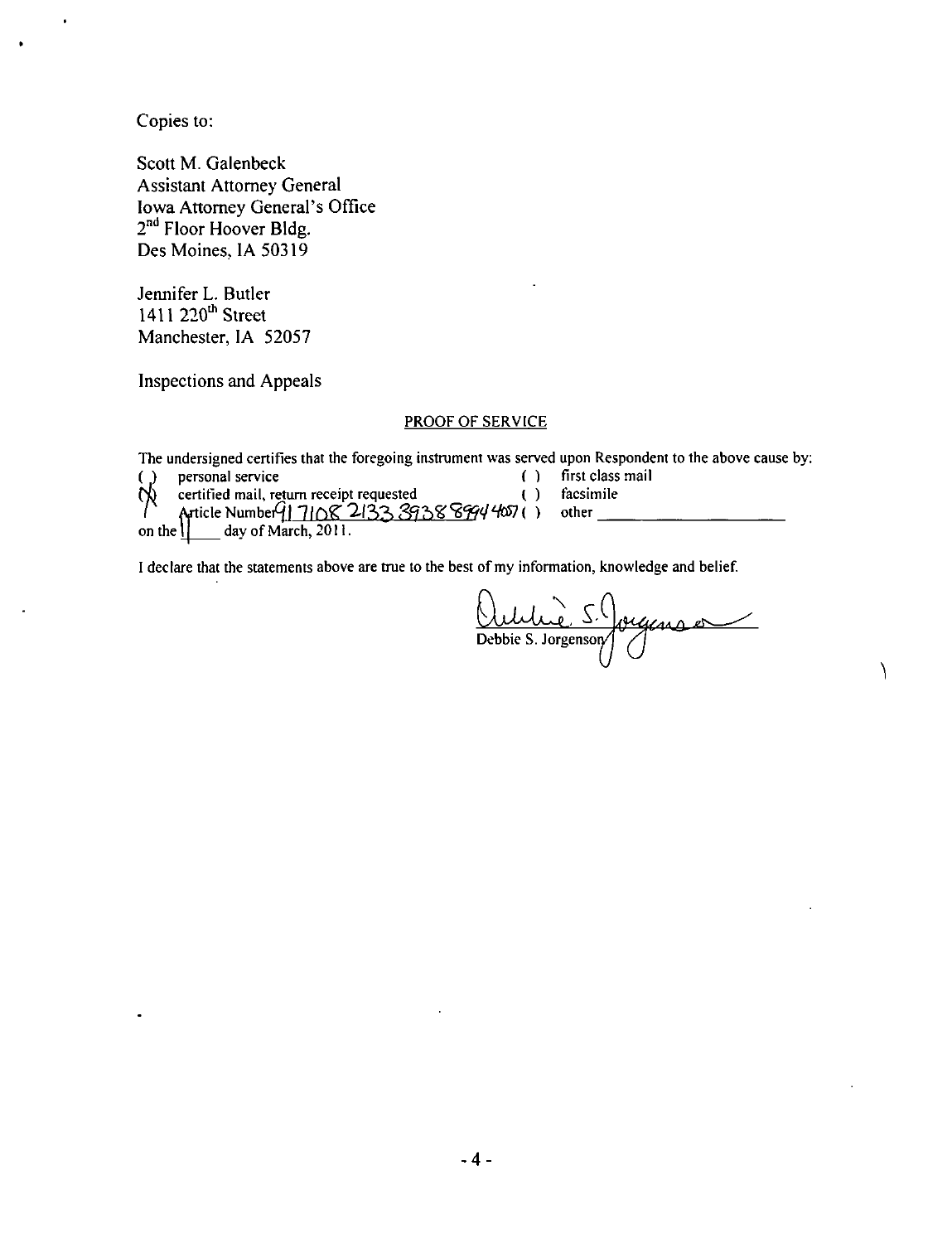Copies to:

Scott M. Galenbeck
Assistant Attorney General
Iowa Attorney General's Office
2nd Floor Hoover Bldg.
Des Moines, IA 50319

Jennifer L. Butler
1411 220th Street
Manchester, IA 52057

Inspections and Appeals

PROOF OF SERVICE

The undersigned certifies that the foregoing instrument was served upon Respondent to the above cause by:

- ( ) personal service
- (X) certified mail, return receipt requested
  Article Number 91 7108 2133 3938 8994 4057
- ( ) first class mail
- ( ) facsimile
- ( ) other ____________________

on the 11 day of March, 2011.

I declare that the statements above are true to the best of my information, knowledge and belief.

Debbie S. Jorgenson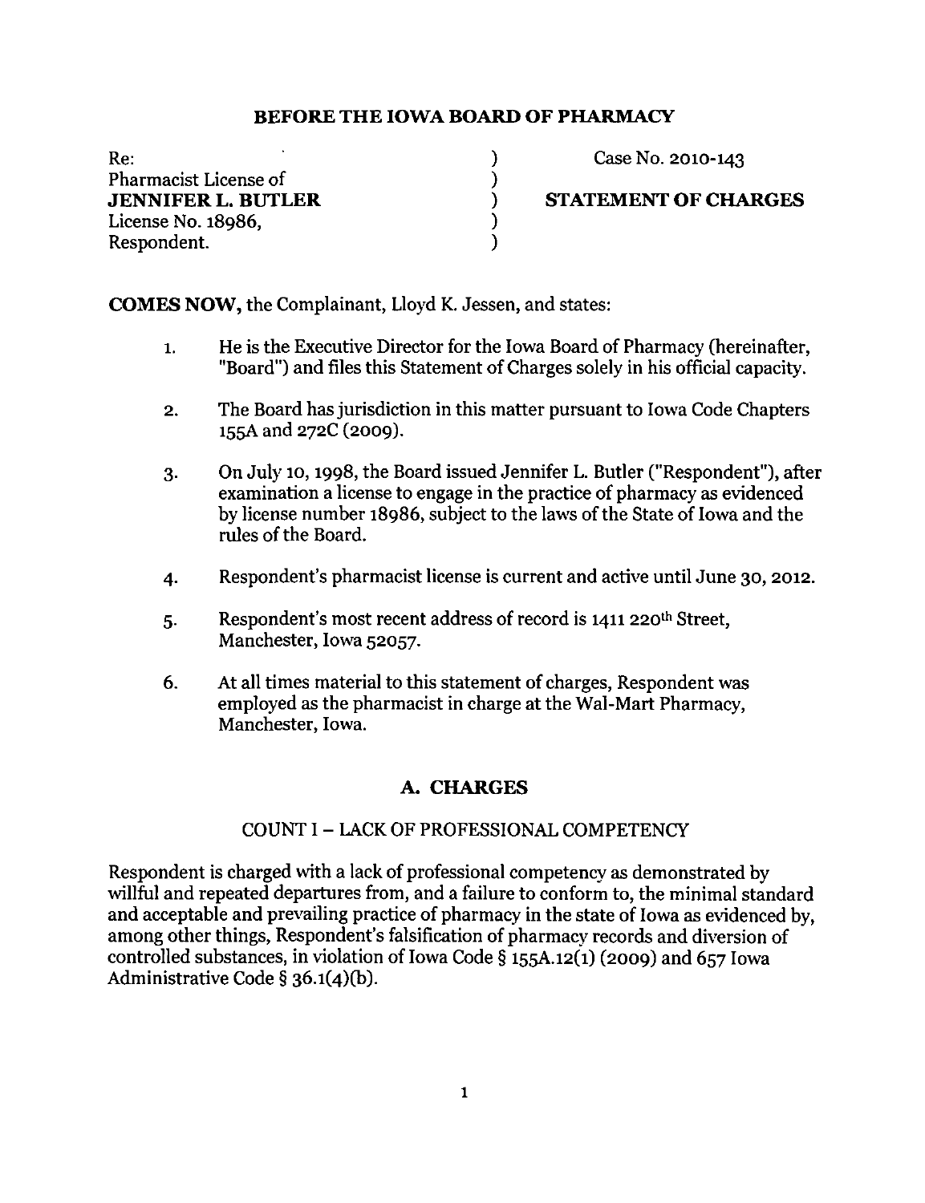**BEFORE THE IOWA BOARD OF PHARMACY**

| | | |
|---|---|---|
| Re: | ) | Case No. 2010-143 |
| Pharmacist License of | ) | |
| **JENNIFER L. BUTLER** | ) | **STATEMENT OF CHARGES** |
| License No. 18986, | ) | |
| Respondent. | ) | |

**COMES NOW,** the Complainant, Lloyd K. Jessen, and states:

1. He is the Executive Director for the Iowa Board of Pharmacy (hereinafter, "Board") and files this Statement of Charges solely in his official capacity.

2. The Board has jurisdiction in this matter pursuant to Iowa Code Chapters 155A and 272C (2009).

3. On July 10, 1998, the Board issued Jennifer L. Butler ("Respondent"), after examination a license to engage in the practice of pharmacy as evidenced by license number 18986, subject to the laws of the State of Iowa and the rules of the Board.

4. Respondent's pharmacist license is current and active until June 30, 2012.

5. Respondent's most recent address of record is 1411 220th Street, Manchester, Iowa 52057.

6. At all times material to this statement of charges, Respondent was employed as the pharmacist in charge at the Wal-Mart Pharmacy, Manchester, Iowa.

## A. CHARGES

### COUNT I – LACK OF PROFESSIONAL COMPETENCY

Respondent is charged with a lack of professional competency as demonstrated by willful and repeated departures from, and a failure to conform to, the minimal standard and acceptable and prevailing practice of pharmacy in the state of Iowa as evidenced by, among other things, Respondent's falsification of pharmacy records and diversion of controlled substances, in violation of Iowa Code § 155A.12(1) (2009) and 657 Iowa Administrative Code § 36.1(4)(b).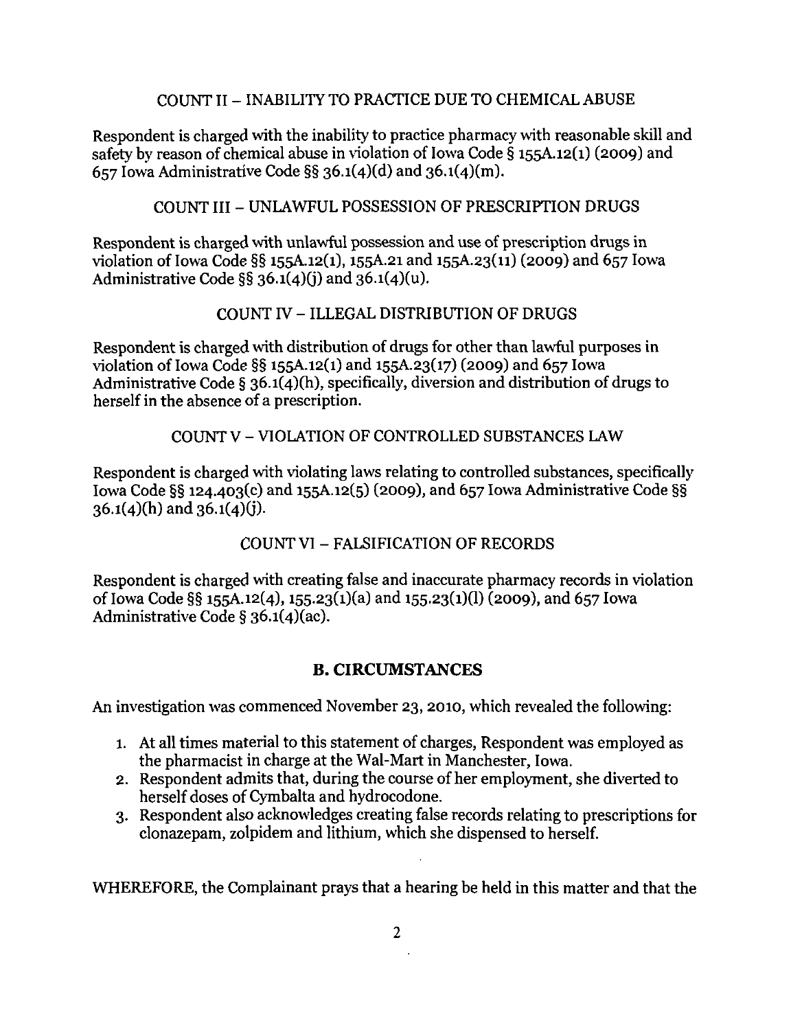## COUNT II – INABILITY TO PRACTICE DUE TO CHEMICAL ABUSE

Respondent is charged with the inability to practice pharmacy with reasonable skill and safety by reason of chemical abuse in violation of Iowa Code § 155A.12(1) (2009) and 657 Iowa Administrative Code §§ 36.1(4)(d) and 36.1(4)(m).

## COUNT III – UNLAWFUL POSSESSION OF PRESCRIPTION DRUGS

Respondent is charged with unlawful possession and use of prescription drugs in violation of Iowa Code §§ 155A.12(1), 155A.21 and 155A.23(11) (2009) and 657 Iowa Administrative Code §§ 36.1(4)(j) and 36.1(4)(u).

## COUNT IV – ILLEGAL DISTRIBUTION OF DRUGS

Respondent is charged with distribution of drugs for other than lawful purposes in violation of Iowa Code §§ 155A.12(1) and 155A.23(17) (2009) and 657 Iowa Administrative Code § 36.1(4)(h), specifically, diversion and distribution of drugs to herself in the absence of a prescription.

## COUNT V – VIOLATION OF CONTROLLED SUBSTANCES LAW

Respondent is charged with violating laws relating to controlled substances, specifically Iowa Code §§ 124.403(c) and 155A.12(5) (2009), and 657 Iowa Administrative Code §§ 36.1(4)(h) and 36.1(4)(j).

## COUNT VI – FALSIFICATION OF RECORDS

Respondent is charged with creating false and inaccurate pharmacy records in violation of Iowa Code §§ 155A.12(4), 155.23(1)(a) and 155.23(1)(l) (2009), and 657 Iowa Administrative Code § 36.1(4)(ac).

## B. CIRCUMSTANCES

An investigation was commenced November 23, 2010, which revealed the following:

1. At all times material to this statement of charges, Respondent was employed as the pharmacist in charge at the Wal-Mart in Manchester, Iowa.
2. Respondent admits that, during the course of her employment, she diverted to herself doses of Cymbalta and hydrocodone.
3. Respondent also acknowledges creating false records relating to prescriptions for clonazepam, zolpidem and lithium, which she dispensed to herself.

WHEREFORE, the Complainant prays that a hearing be held in this matter and that the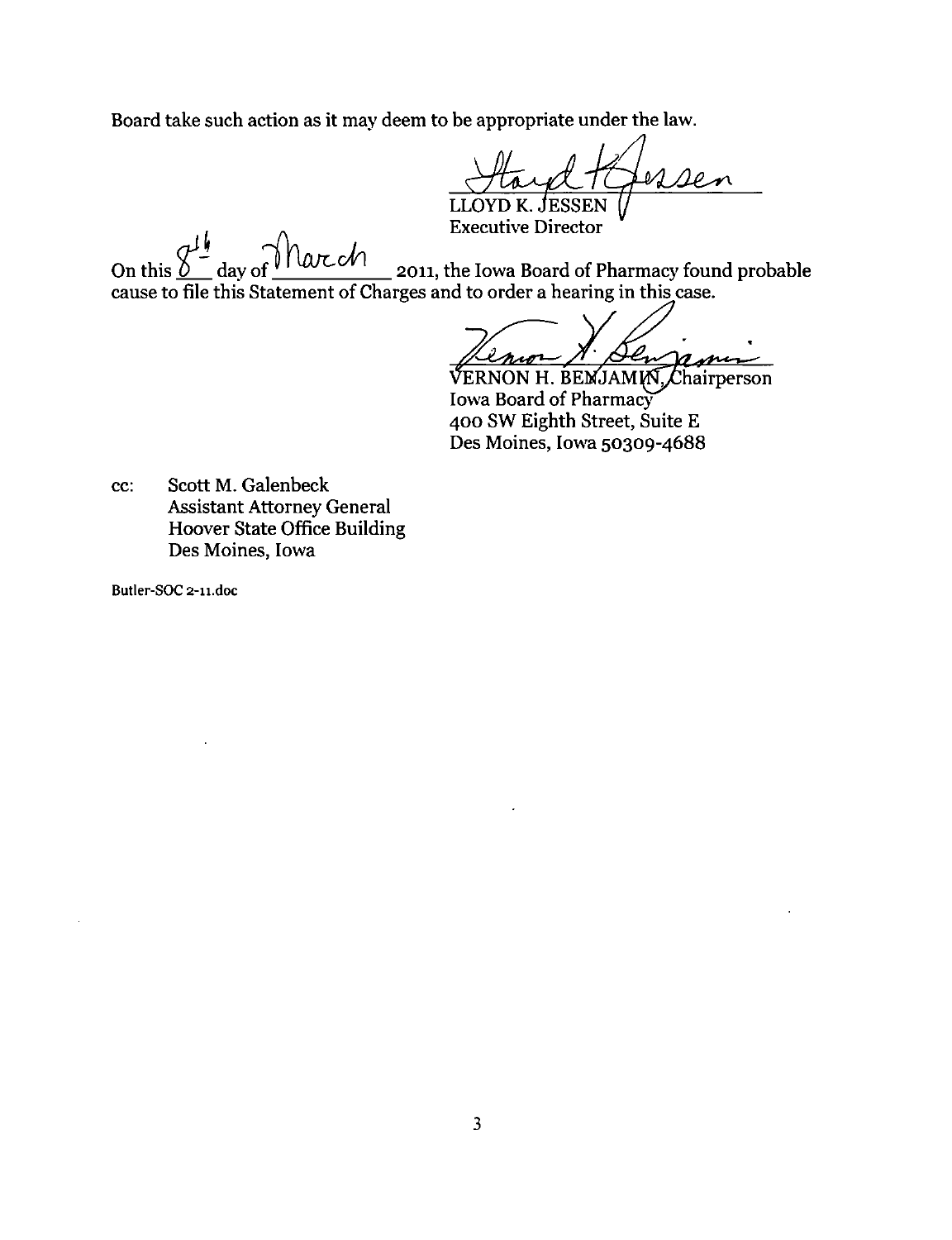Board take such action as it may deem to be appropriate under the law.

LLOYD K. JESSEN
Executive Director

On this 8th day of March 2011, the Iowa Board of Pharmacy found probable cause to file this Statement of Charges and to order a hearing in this case.

VERNON H. BENJAMIN, Chairperson
Iowa Board of Pharmacy
400 SW Eighth Street, Suite E
Des Moines, Iowa 50309-4688

cc: Scott M. Galenbeck
Assistant Attorney General
Hoover State Office Building
Des Moines, Iowa

Butler-SOC 2-11.doc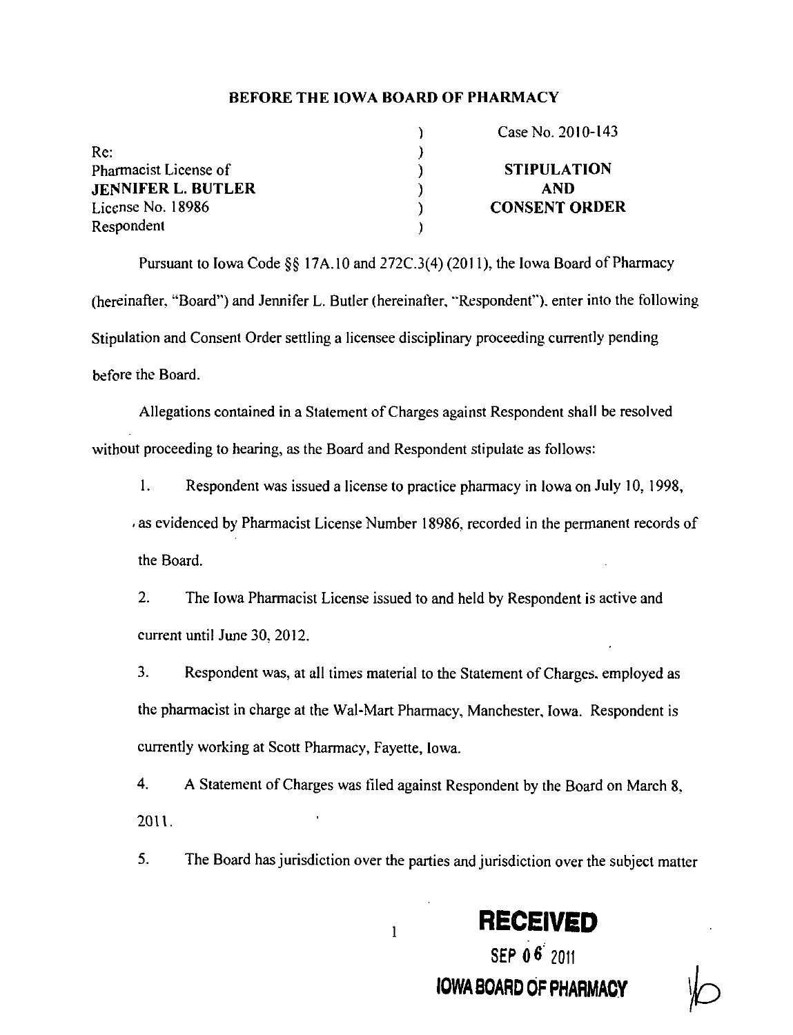**BEFORE THE IOWA BOARD OF PHARMACY**

| | | |
|---|---|---|
| | ) | Case No. 2010-143 |
| Re: | ) | |
| Pharmacist License of | ) | **STIPULATION** |
| **JENNIFER L. BUTLER** | ) | **AND** |
| License No. 18986 | ) | **CONSENT ORDER** |
| Respondent | ) | |

Pursuant to Iowa Code §§ 17A.10 and 272C.3(4) (2011), the Iowa Board of Pharmacy (hereinafter, "Board") and Jennifer L. Butler (hereinafter, "Respondent"), enter into the following Stipulation and Consent Order settling a licensee disciplinary proceeding currently pending before the Board.

Allegations contained in a Statement of Charges against Respondent shall be resolved without proceeding to hearing, as the Board and Respondent stipulate as follows:

1. Respondent was issued a license to practice pharmacy in Iowa on July 10, 1998, as evidenced by Pharmacist License Number 18986, recorded in the permanent records of the Board.

2. The Iowa Pharmacist License issued to and held by Respondent is active and current until June 30, 2012.

3. Respondent was, at all times material to the Statement of Charges, employed as the pharmacist in charge at the Wal-Mart Pharmacy, Manchester, Iowa. Respondent is currently working at Scott Pharmacy, Fayette, Iowa.

4. A Statement of Charges was filed against Respondent by the Board on March 8, 2011.

5. The Board has jurisdiction over the parties and jurisdiction over the subject matter

**RECEIVED**
SEP 06 2011
**IOWA BOARD OF PHARMACY**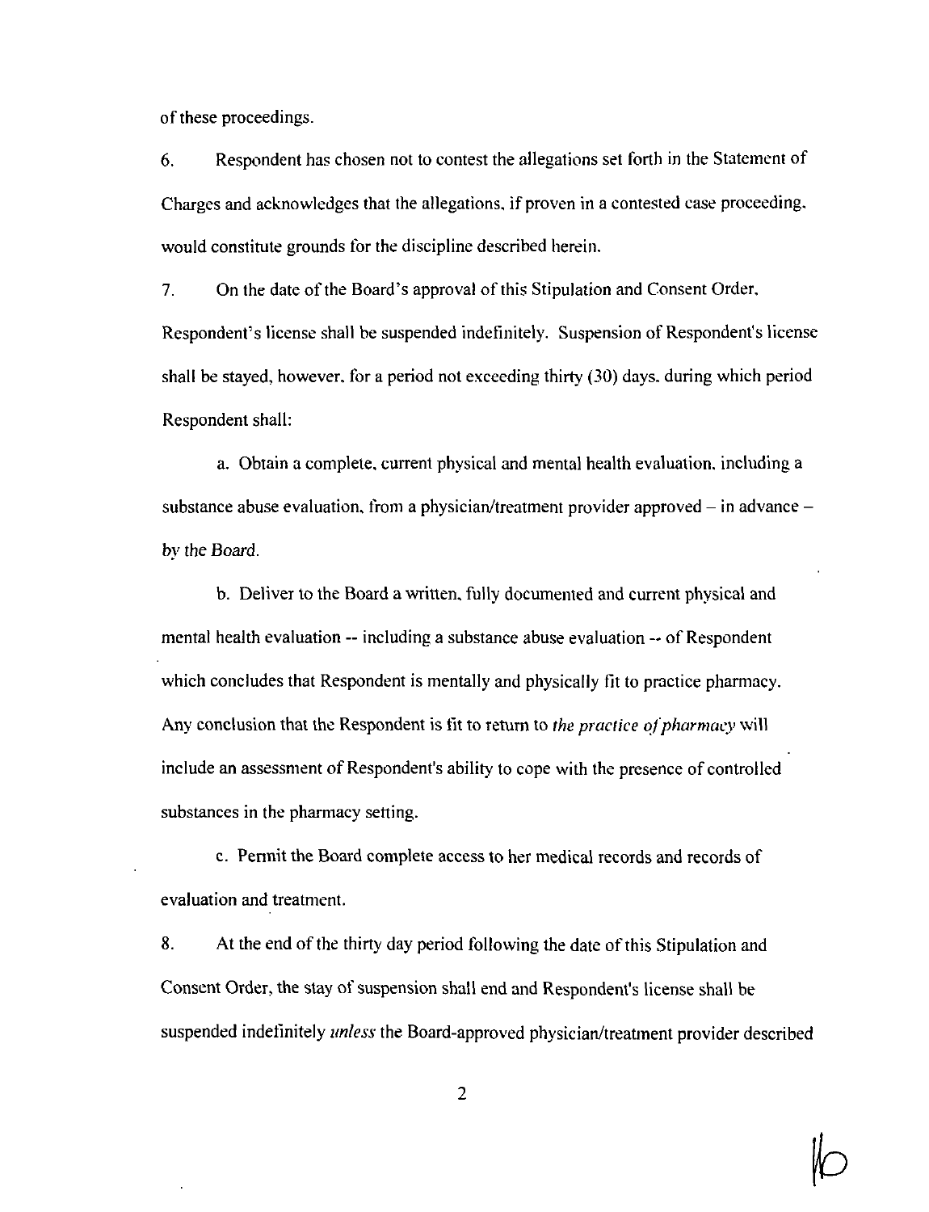of these proceedings.

6. Respondent has chosen not to contest the allegations set forth in the Statement of Charges and acknowledges that the allegations, if proven in a contested case proceeding, would constitute grounds for the discipline described herein.

7. On the date of the Board's approval of this Stipulation and Consent Order, Respondent's license shall be suspended indefinitely. Suspension of Respondent's license shall be stayed, however, for a period not exceeding thirty (30) days, during which period Respondent shall:

a. Obtain a complete, current physical and mental health evaluation, including a substance abuse evaluation, from a physician/treatment provider approved – in advance – *by the Board*.

b. Deliver to the Board a written, fully documented and current physical and mental health evaluation -- including a substance abuse evaluation -- of Respondent which concludes that Respondent is mentally and physically fit to practice pharmacy. Any conclusion that the Respondent is fit to return to *the practice of pharmacy* will include an assessment of Respondent's ability to cope with the presence of controlled substances in the pharmacy setting.

c. Permit the Board complete access to her medical records and records of evaluation and treatment.

8. At the end of the thirty day period following the date of this Stipulation and Consent Order, the stay of suspension shall end and Respondent's license shall be suspended indefinitely *unless* the Board-approved physician/treatment provider described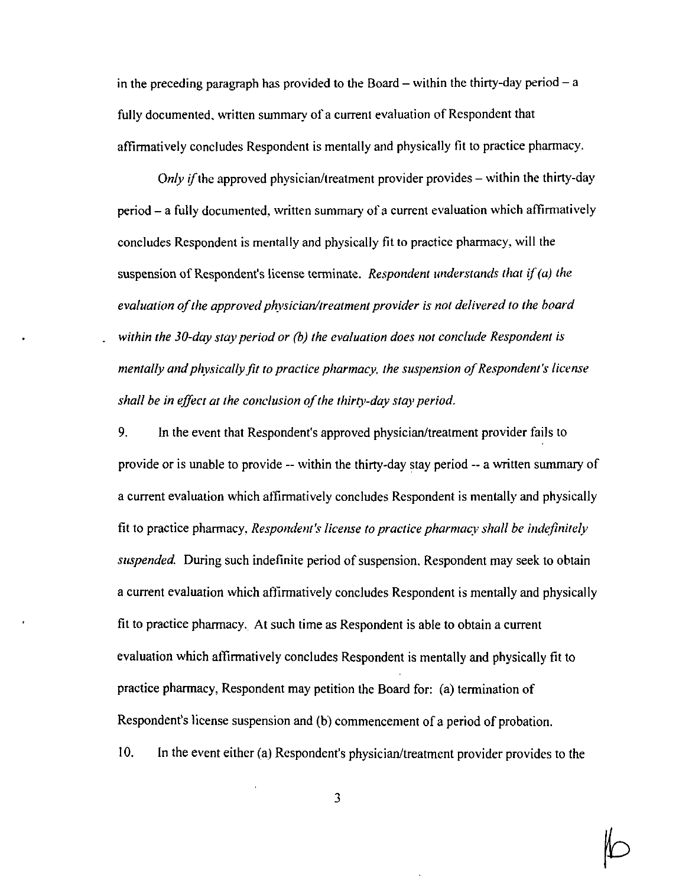in the preceding paragraph has provided to the Board – within the thirty-day period – a fully documented, written summary of a current evaluation of Respondent that affirmatively concludes Respondent is mentally and physically fit to practice pharmacy.

*Only if* the approved physician/treatment provider provides – within the thirty-day period – a fully documented, written summary of a current evaluation which affirmatively concludes Respondent is mentally and physically fit to practice pharmacy, will the suspension of Respondent's license terminate. *Respondent understands that if (a) the evaluation of the approved physician/treatment provider is not delivered to the board within the 30-day stay period or (b) the evaluation does not conclude Respondent is mentally and physically fit to practice pharmacy, the suspension of Respondent's license shall be in effect at the conclusion of the thirty-day stay period.*

9. In the event that Respondent's approved physician/treatment provider fails to provide or is unable to provide -- within the thirty-day stay period -- a written summary of a current evaluation which affirmatively concludes Respondent is mentally and physically fit to practice pharmacy, *Respondent's license to practice pharmacy shall be indefinitely suspended.* During such indefinite period of suspension, Respondent may seek to obtain a current evaluation which affirmatively concludes Respondent is mentally and physically fit to practice pharmacy. At such time as Respondent is able to obtain a current evaluation which affirmatively concludes Respondent is mentally and physically fit to practice pharmacy, Respondent may petition the Board for: (a) termination of Respondent's license suspension and (b) commencement of a period of probation.

10. In the event either (a) Respondent's physician/treatment provider provides to the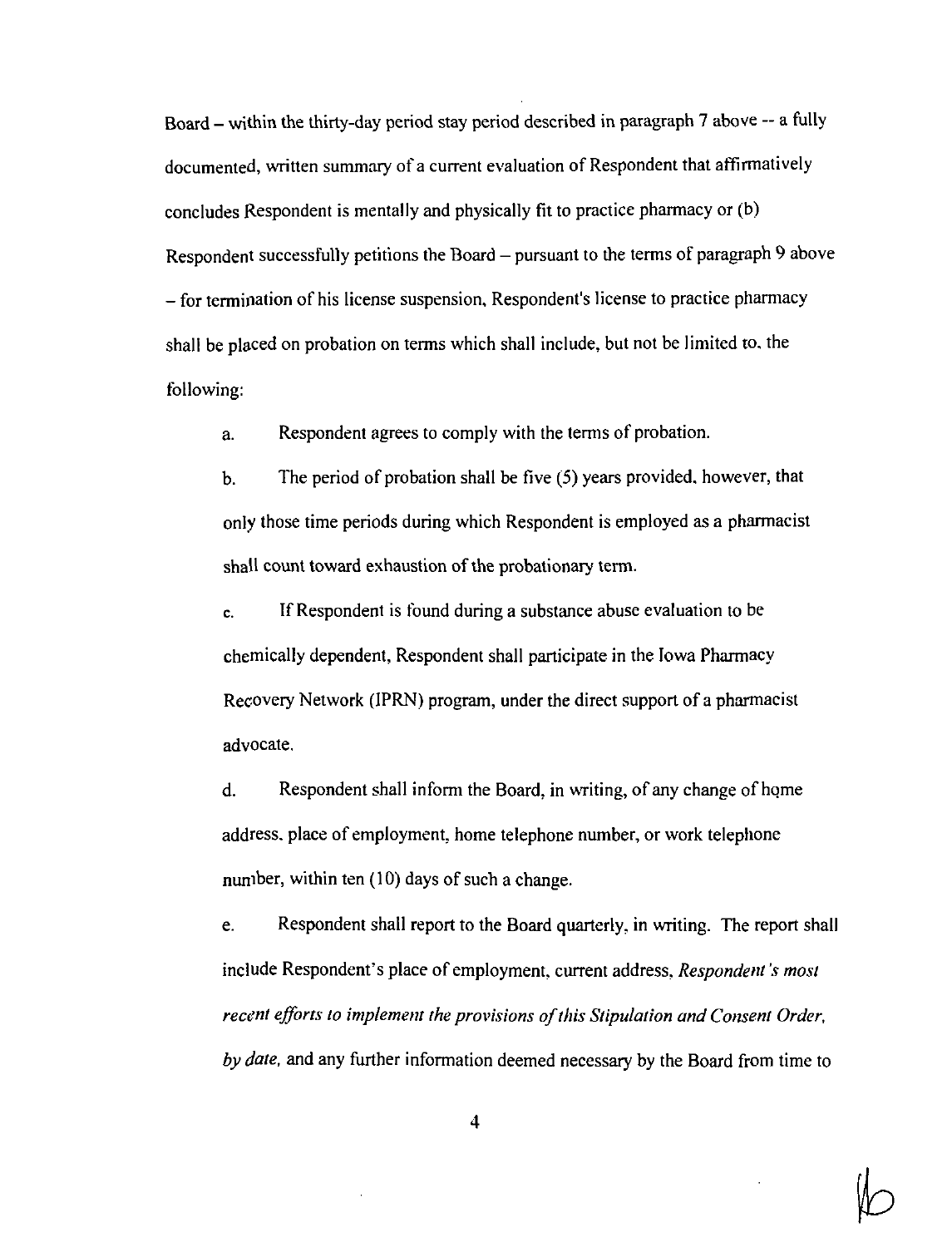Board – within the thirty-day period stay period described in paragraph 7 above -- a fully documented, written summary of a current evaluation of Respondent that affirmatively concludes Respondent is mentally and physically fit to practice pharmacy or (b) Respondent successfully petitions the Board – pursuant to the terms of paragraph 9 above – for termination of his license suspension, Respondent's license to practice pharmacy shall be placed on probation on terms which shall include, but not be limited to, the following:

a. Respondent agrees to comply with the terms of probation.

b. The period of probation shall be five (5) years provided, however, that only those time periods during which Respondent is employed as a pharmacist shall count toward exhaustion of the probationary term.

c. If Respondent is found during a substance abuse evaluation to be chemically dependent, Respondent shall participate in the Iowa Pharmacy Recovery Network (IPRN) program, under the direct support of a pharmacist advocate.

d. Respondent shall inform the Board, in writing, of any change of home address, place of employment, home telephone number, or work telephone number, within ten (10) days of such a change.

e. Respondent shall report to the Board quarterly, in writing. The report shall include Respondent's place of employment, current address, *Respondent's most recent efforts to implement the provisions of this Stipulation and Consent Order, by date,* and any further information deemed necessary by the Board from time to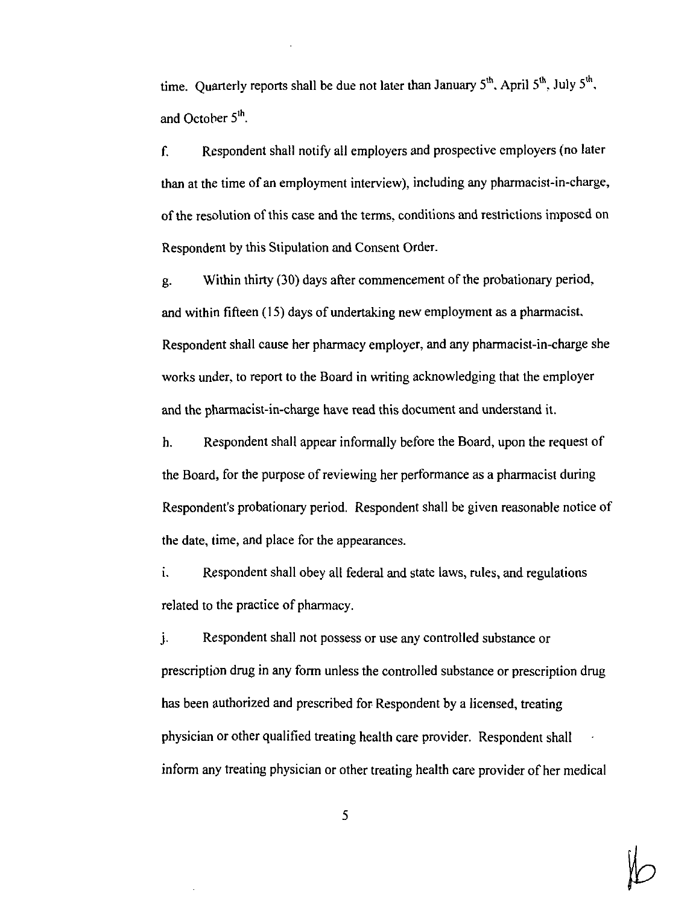time. Quarterly reports shall be due not later than January 5th, April 5th, July 5th, and October 5th.

f. Respondent shall notify all employers and prospective employers (no later than at the time of an employment interview), including any pharmacist-in-charge, of the resolution of this case and the terms, conditions and restrictions imposed on Respondent by this Stipulation and Consent Order.

g. Within thirty (30) days after commencement of the probationary period, and within fifteen (15) days of undertaking new employment as a pharmacist, Respondent shall cause her pharmacy employer, and any pharmacist-in-charge she works under, to report to the Board in writing acknowledging that the employer and the pharmacist-in-charge have read this document and understand it.

h. Respondent shall appear informally before the Board, upon the request of the Board, for the purpose of reviewing her performance as a pharmacist during Respondent's probationary period. Respondent shall be given reasonable notice of the date, time, and place for the appearances.

i. Respondent shall obey all federal and state laws, rules, and regulations related to the practice of pharmacy.

j. Respondent shall not possess or use any controlled substance or prescription drug in any form unless the controlled substance or prescription drug has been authorized and prescribed for Respondent by a licensed, treating physician or other qualified treating health care provider. Respondent shall inform any treating physician or other treating health care provider of her medical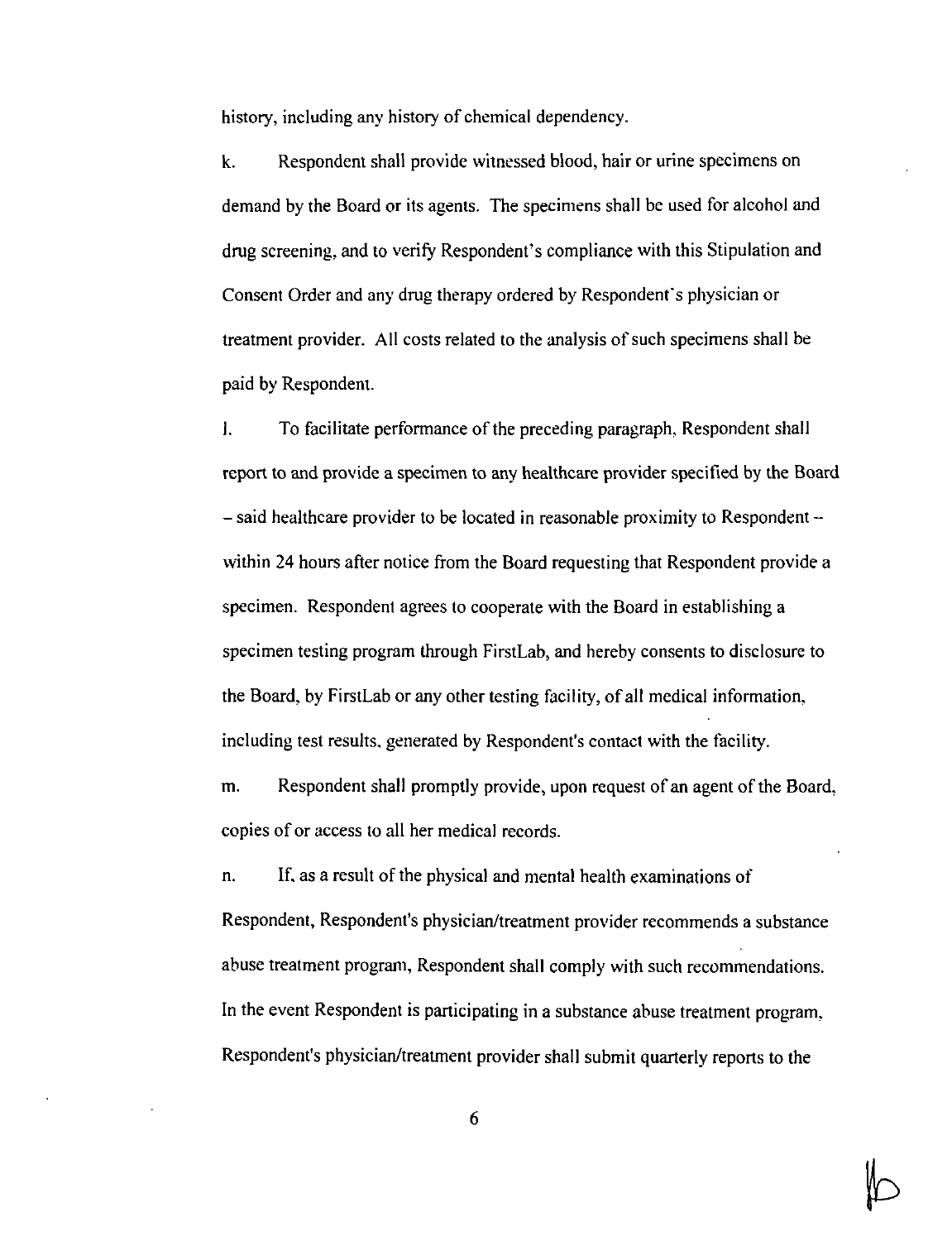history, including any history of chemical dependency.

k. Respondent shall provide witnessed blood, hair or urine specimens on demand by the Board or its agents. The specimens shall be used for alcohol and drug screening, and to verify Respondent's compliance with this Stipulation and Consent Order and any drug therapy ordered by Respondent's physician or treatment provider. All costs related to the analysis of such specimens shall be paid by Respondent.

l. To facilitate performance of the preceding paragraph, Respondent shall report to and provide a specimen to any healthcare provider specified by the Board – said healthcare provider to be located in reasonable proximity to Respondent -- within 24 hours after notice from the Board requesting that Respondent provide a specimen. Respondent agrees to cooperate with the Board in establishing a specimen testing program through FirstLab, and hereby consents to disclosure to the Board, by FirstLab or any other testing facility, of all medical information, including test results, generated by Respondent's contact with the facility.

m. Respondent shall promptly provide, upon request of an agent of the Board, copies of or access to all her medical records.

n. If, as a result of the physical and mental health examinations of Respondent, Respondent's physician/treatment provider recommends a substance abuse treatment program, Respondent shall comply with such recommendations. In the event Respondent is participating in a substance abuse treatment program, Respondent's physician/treatment provider shall submit quarterly reports to the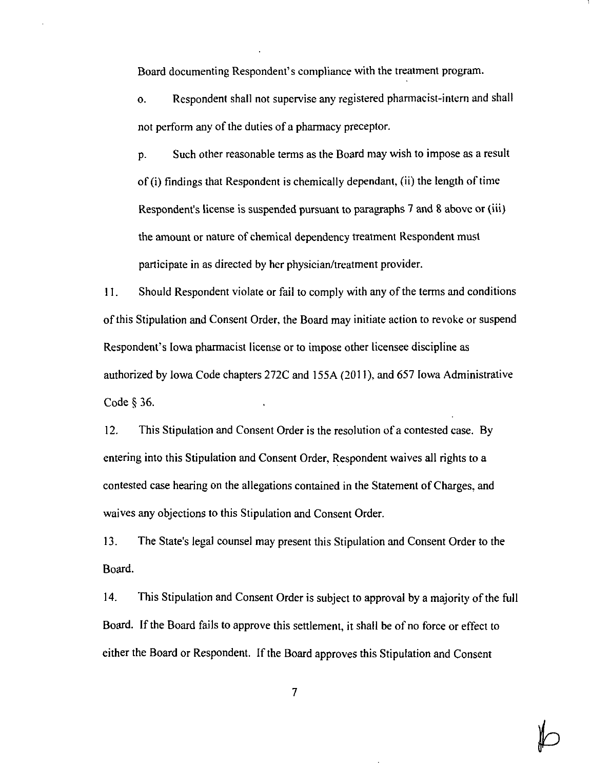Board documenting Respondent's compliance with the treatment program.

o. Respondent shall not supervise any registered pharmacist-intern and shall not perform any of the duties of a pharmacy preceptor.

p. Such other reasonable terms as the Board may wish to impose as a result of (i) findings that Respondent is chemically dependant, (ii) the length of time Respondent's license is suspended pursuant to paragraphs 7 and 8 above or (iii) the amount or nature of chemical dependency treatment Respondent must participate in as directed by her physician/treatment provider.

11. Should Respondent violate or fail to comply with any of the terms and conditions of this Stipulation and Consent Order, the Board may initiate action to revoke or suspend Respondent's Iowa pharmacist license or to impose other licensee discipline as authorized by Iowa Code chapters 272C and 155A (2011), and 657 Iowa Administrative Code § 36.

12. This Stipulation and Consent Order is the resolution of a contested case. By entering into this Stipulation and Consent Order, Respondent waives all rights to a contested case hearing on the allegations contained in the Statement of Charges, and waives any objections to this Stipulation and Consent Order.

13. The State's legal counsel may present this Stipulation and Consent Order to the Board.

14. This Stipulation and Consent Order is subject to approval by a majority of the full Board. If the Board fails to approve this settlement, it shall be of no force or effect to either the Board or Respondent. If the Board approves this Stipulation and Consent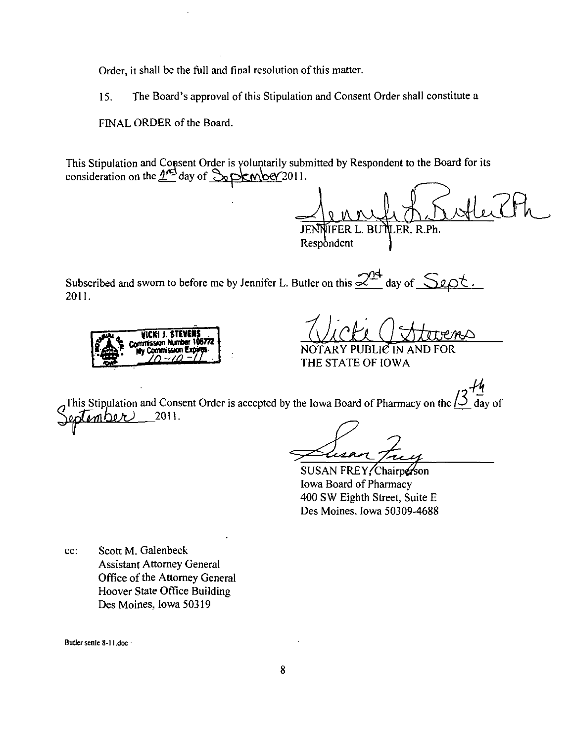Order, it shall be the full and final resolution of this matter.

15. The Board's approval of this Stipulation and Consent Order shall constitute a FINAL ORDER of the Board.

This Stipulation and Consent Order is voluntarily submitted by Respondent to the Board for its consideration on the 2nd day of September 2011.

JENNIFER L. BUTLER, R.Ph.
Respondent

Subscribed and sworn to before me by Jennifer L. Butler on this 2nd day of Sept. 2011.

VICKI J. STEVENS
Commission Number 106772
My Commission Expires
10-10-11

NOTARY PUBLIC IN AND FOR
THE STATE OF IOWA

This Stipulation and Consent Order is accepted by the Iowa Board of Pharmacy on the 13th day of September 2011.

SUSAN FREY, Chairperson
Iowa Board of Pharmacy
400 SW Eighth Street, Suite E
Des Moines, Iowa 50309-4688

cc: Scott M. Galenbeck
Assistant Attorney General
Office of the Attorney General
Hoover State Office Building
Des Moines, Iowa 50319

Butler settle 8-11.doc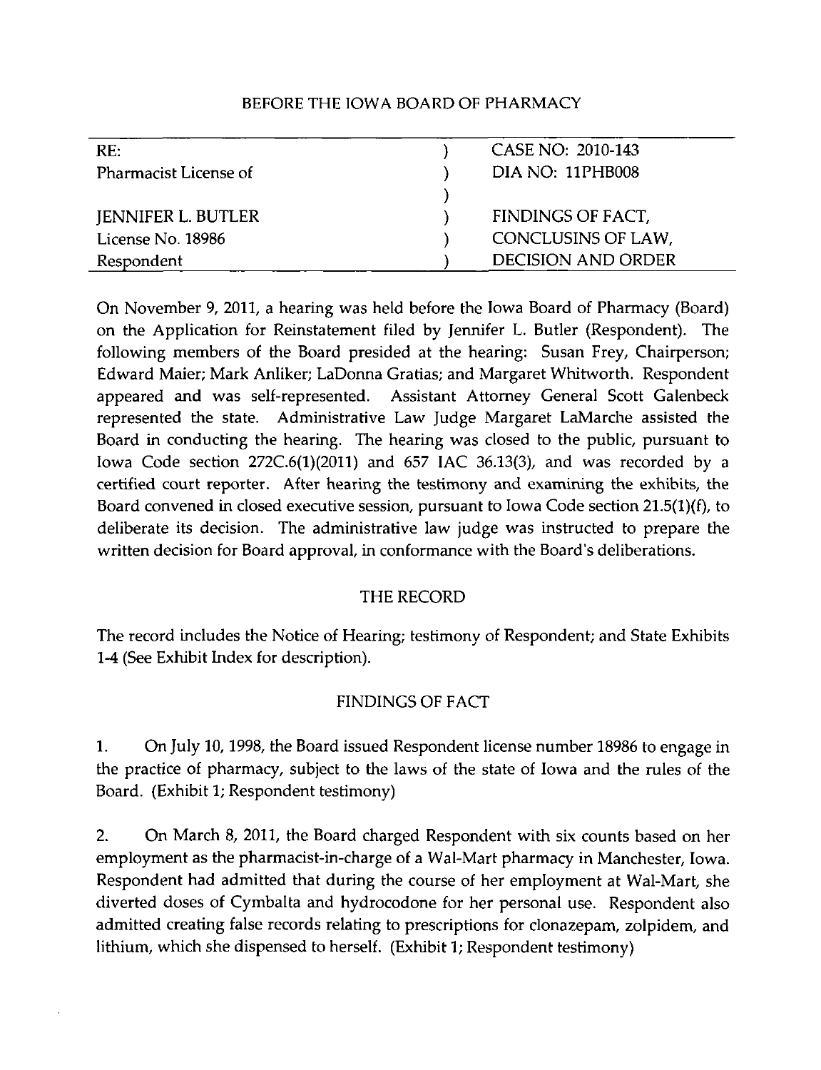BEFORE THE IOWA BOARD OF PHARMACY

| RE: | ) | CASE NO: 2010-143 |
|---|---|---|
| Pharmacist License of | ) | DIA NO: 11PHB008 |
| | ) | |
| JENNIFER L. BUTLER | ) | FINDINGS OF FACT, |
| License No. 18986 | ) | CONCLUSINS OF LAW, |
| Respondent | ) | DECISION AND ORDER |

On November 9, 2011, a hearing was held before the Iowa Board of Pharmacy (Board) on the Application for Reinstatement filed by Jennifer L. Butler (Respondent). The following members of the Board presided at the hearing: Susan Frey, Chairperson; Edward Maier; Mark Anliker; LaDonna Gratias; and Margaret Whitworth. Respondent appeared and was self-represented. Assistant Attorney General Scott Galenbeck represented the state. Administrative Law Judge Margaret LaMarche assisted the Board in conducting the hearing. The hearing was closed to the public, pursuant to Iowa Code section 272C.6(1)(2011) and 657 IAC 36.13(3), and was recorded by a certified court reporter. After hearing the testimony and examining the exhibits, the Board convened in closed executive session, pursuant to Iowa Code section 21.5(1)(f), to deliberate its decision. The administrative law judge was instructed to prepare the written decision for Board approval, in conformance with the Board's deliberations.

## THE RECORD

The record includes the Notice of Hearing; testimony of Respondent; and State Exhibits 1-4 (See Exhibit Index for description).

## FINDINGS OF FACT

1. On July 10, 1998, the Board issued Respondent license number 18986 to engage in the practice of pharmacy, subject to the laws of the state of Iowa and the rules of the Board. (Exhibit 1; Respondent testimony)

2. On March 8, 2011, the Board charged Respondent with six counts based on her employment as the pharmacist-in-charge of a Wal-Mart pharmacy in Manchester, Iowa. Respondent had admitted that during the course of her employment at Wal-Mart, she diverted doses of Cymbalta and hydrocodone for her personal use. Respondent also admitted creating false records relating to prescriptions for clonazepam, zolpidem, and lithium, which she dispensed to herself. (Exhibit 1; Respondent testimony)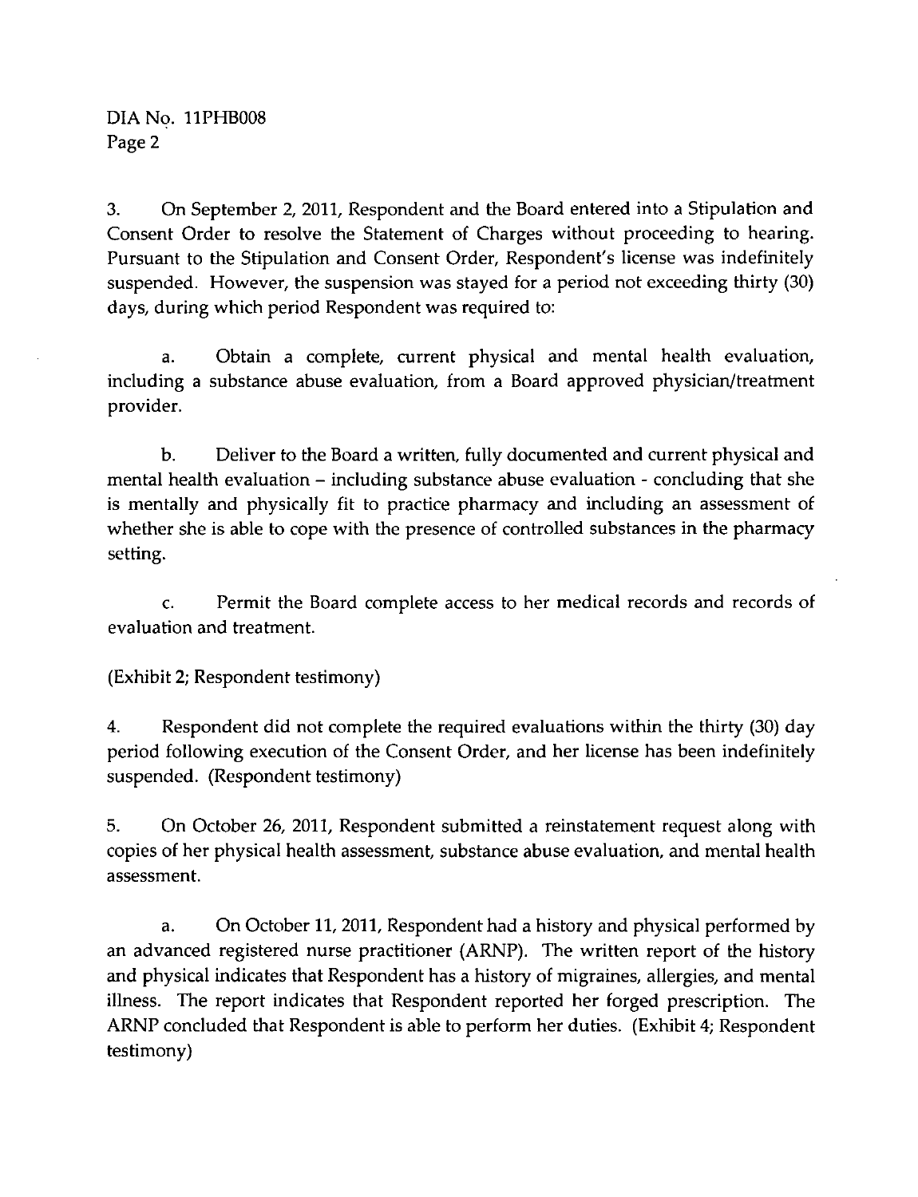3. On September 2, 2011, Respondent and the Board entered into a Stipulation and Consent Order to resolve the Statement of Charges without proceeding to hearing. Pursuant to the Stipulation and Consent Order, Respondent's license was indefinitely suspended. However, the suspension was stayed for a period not exceeding thirty (30) days, during which period Respondent was required to:

a. Obtain a complete, current physical and mental health evaluation, including a substance abuse evaluation, from a Board approved physician/treatment provider.

b. Deliver to the Board a written, fully documented and current physical and mental health evaluation – including substance abuse evaluation - concluding that she is mentally and physically fit to practice pharmacy and including an assessment of whether she is able to cope with the presence of controlled substances in the pharmacy setting.

c. Permit the Board complete access to her medical records and records of evaluation and treatment.

(Exhibit 2; Respondent testimony)

4. Respondent did not complete the required evaluations within the thirty (30) day period following execution of the Consent Order, and her license has been indefinitely suspended. (Respondent testimony)

5. On October 26, 2011, Respondent submitted a reinstatement request along with copies of her physical health assessment, substance abuse evaluation, and mental health assessment.

a. On October 11, 2011, Respondent had a history and physical performed by an advanced registered nurse practitioner (ARNP). The written report of the history and physical indicates that Respondent has a history of migraines, allergies, and mental illness. The report indicates that Respondent reported her forged prescription. The ARNP concluded that Respondent is able to perform her duties. (Exhibit 4; Respondent testimony)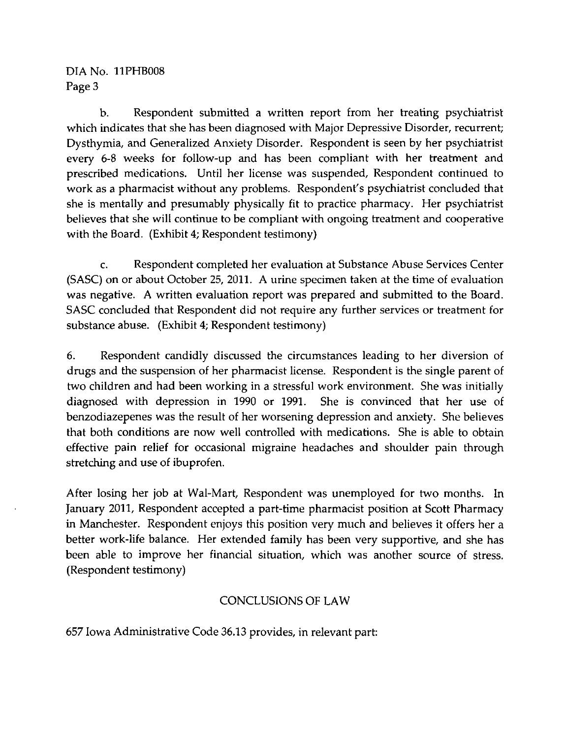b. Respondent submitted a written report from her treating psychiatrist which indicates that she has been diagnosed with Major Depressive Disorder, recurrent; Dysthymia, and Generalized Anxiety Disorder. Respondent is seen by her psychiatrist every 6-8 weeks for follow-up and has been compliant with her treatment and prescribed medications. Until her license was suspended, Respondent continued to work as a pharmacist without any problems. Respondent's psychiatrist concluded that she is mentally and presumably physically fit to practice pharmacy. Her psychiatrist believes that she will continue to be compliant with ongoing treatment and cooperative with the Board. (Exhibit 4; Respondent testimony)

c. Respondent completed her evaluation at Substance Abuse Services Center (SASC) on or about October 25, 2011. A urine specimen taken at the time of evaluation was negative. A written evaluation report was prepared and submitted to the Board. SASC concluded that Respondent did not require any further services or treatment for substance abuse. (Exhibit 4; Respondent testimony)

6. Respondent candidly discussed the circumstances leading to her diversion of drugs and the suspension of her pharmacist license. Respondent is the single parent of two children and had been working in a stressful work environment. She was initially diagnosed with depression in 1990 or 1991. She is convinced that her use of benzodiazepenes was the result of her worsening depression and anxiety. She believes that both conditions are now well controlled with medications. She is able to obtain effective pain relief for occasional migraine headaches and shoulder pain through stretching and use of ibuprofen.

After losing her job at Wal-Mart, Respondent was unemployed for two months. In January 2011, Respondent accepted a part-time pharmacist position at Scott Pharmacy in Manchester. Respondent enjoys this position very much and believes it offers her a better work-life balance. Her extended family has been very supportive, and she has been able to improve her financial situation, which was another source of stress. (Respondent testimony)

## CONCLUSIONS OF LAW

657 Iowa Administrative Code 36.13 provides, in relevant part: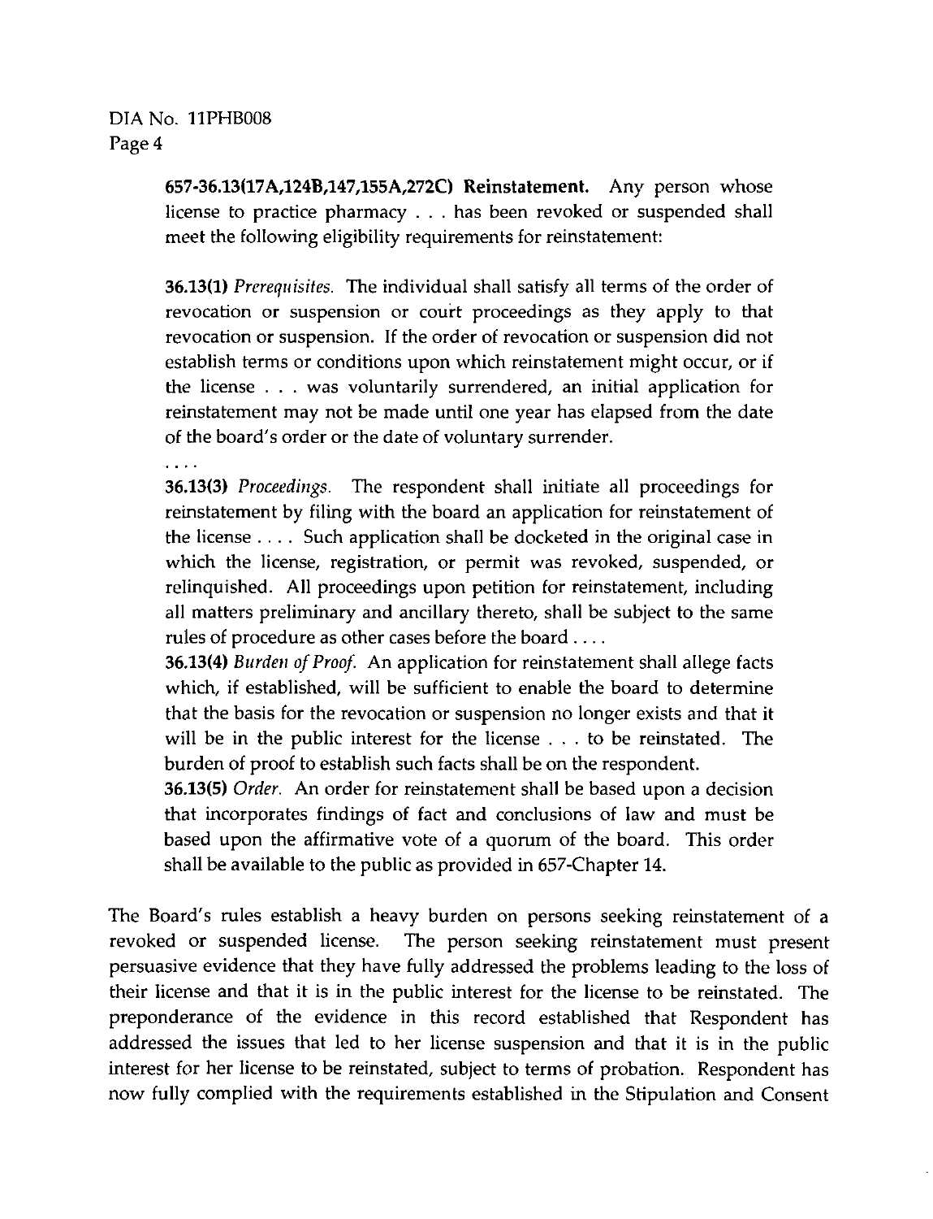**657-36.13(17A,124B,147,155A,272C) Reinstatement.** Any person whose license to practice pharmacy . . . has been revoked or suspended shall meet the following eligibility requirements for reinstatement:

**36.13(1)** *Prerequisites.* The individual shall satisfy all terms of the order of revocation or suspension or court proceedings as they apply to that revocation or suspension. If the order of revocation or suspension did not establish terms or conditions upon which reinstatement might occur, or if the license . . . was voluntarily surrendered, an initial application for reinstatement may not be made until one year has elapsed from the date of the board's order or the date of voluntary surrender.

. . . .

**36.13(3)** *Proceedings.* The respondent shall initiate all proceedings for reinstatement by filing with the board an application for reinstatement of the license . . . . Such application shall be docketed in the original case in which the license, registration, or permit was revoked, suspended, or relinquished. All proceedings upon petition for reinstatement, including all matters preliminary and ancillary thereto, shall be subject to the same rules of procedure as other cases before the board . . . .

**36.13(4)** *Burden of Proof.* An application for reinstatement shall allege facts which, if established, will be sufficient to enable the board to determine that the basis for the revocation or suspension no longer exists and that it will be in the public interest for the license . . . to be reinstated. The burden of proof to establish such facts shall be on the respondent.

**36.13(5)** *Order.* An order for reinstatement shall be based upon a decision that incorporates findings of fact and conclusions of law and must be based upon the affirmative vote of a quorum of the board. This order shall be available to the public as provided in 657-Chapter 14.

The Board's rules establish a heavy burden on persons seeking reinstatement of a revoked or suspended license. The person seeking reinstatement must present persuasive evidence that they have fully addressed the problems leading to the loss of their license and that it is in the public interest for the license to be reinstated. The preponderance of the evidence in this record established that Respondent has addressed the issues that led to her license suspension and that it is in the public interest for her license to be reinstated, subject to terms of probation. Respondent has now fully complied with the requirements established in the Stipulation and Consent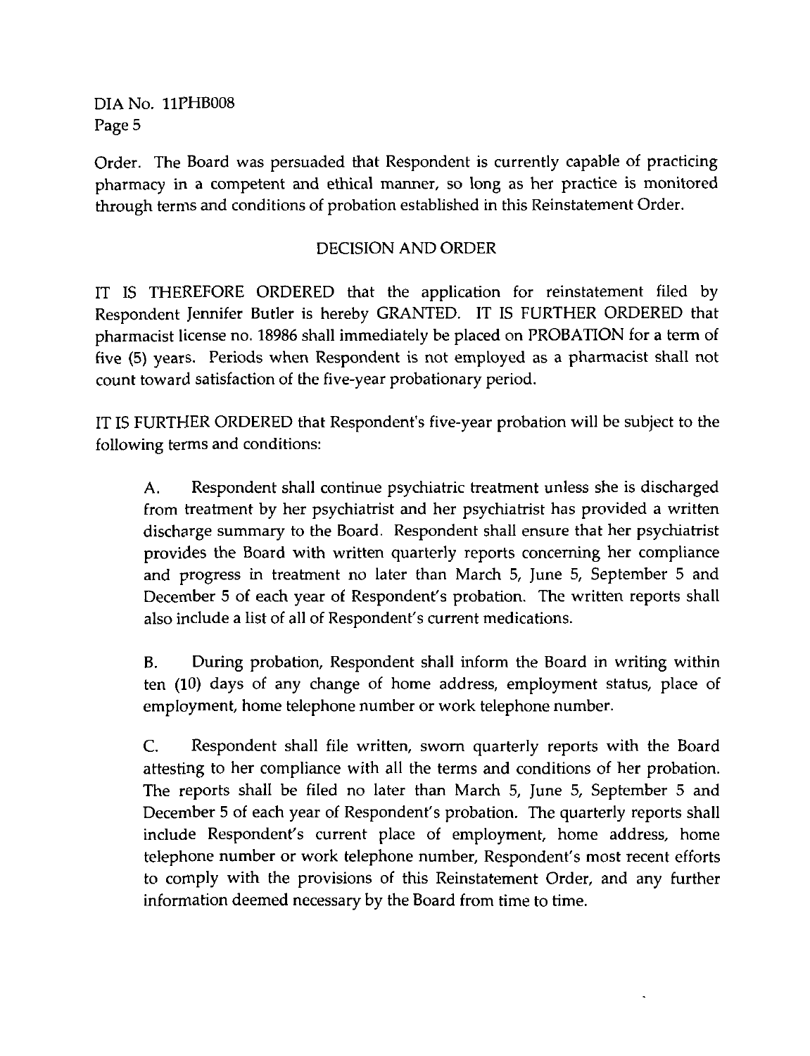Order. The Board was persuaded that Respondent is currently capable of practicing pharmacy in a competent and ethical manner, so long as her practice is monitored through terms and conditions of probation established in this Reinstatement Order.

## DECISION AND ORDER

IT IS THEREFORE ORDERED that the application for reinstatement filed by Respondent Jennifer Butler is hereby GRANTED. IT IS FURTHER ORDERED that pharmacist license no. 18986 shall immediately be placed on PROBATION for a term of five (5) years. Periods when Respondent is not employed as a pharmacist shall not count toward satisfaction of the five-year probationary period.

IT IS FURTHER ORDERED that Respondent's five-year probation will be subject to the following terms and conditions:

A. Respondent shall continue psychiatric treatment unless she is discharged from treatment by her psychiatrist and her psychiatrist has provided a written discharge summary to the Board. Respondent shall ensure that her psychiatrist provides the Board with written quarterly reports concerning her compliance and progress in treatment no later than March 5, June 5, September 5 and December 5 of each year of Respondent's probation. The written reports shall also include a list of all of Respondent's current medications.

B. During probation, Respondent shall inform the Board in writing within ten (10) days of any change of home address, employment status, place of employment, home telephone number or work telephone number.

C. Respondent shall file written, sworn quarterly reports with the Board attesting to her compliance with all the terms and conditions of her probation. The reports shall be filed no later than March 5, June 5, September 5 and December 5 of each year of Respondent's probation. The quarterly reports shall include Respondent's current place of employment, home address, home telephone number or work telephone number, Respondent's most recent efforts to comply with the provisions of this Reinstatement Order, and any further information deemed necessary by the Board from time to time.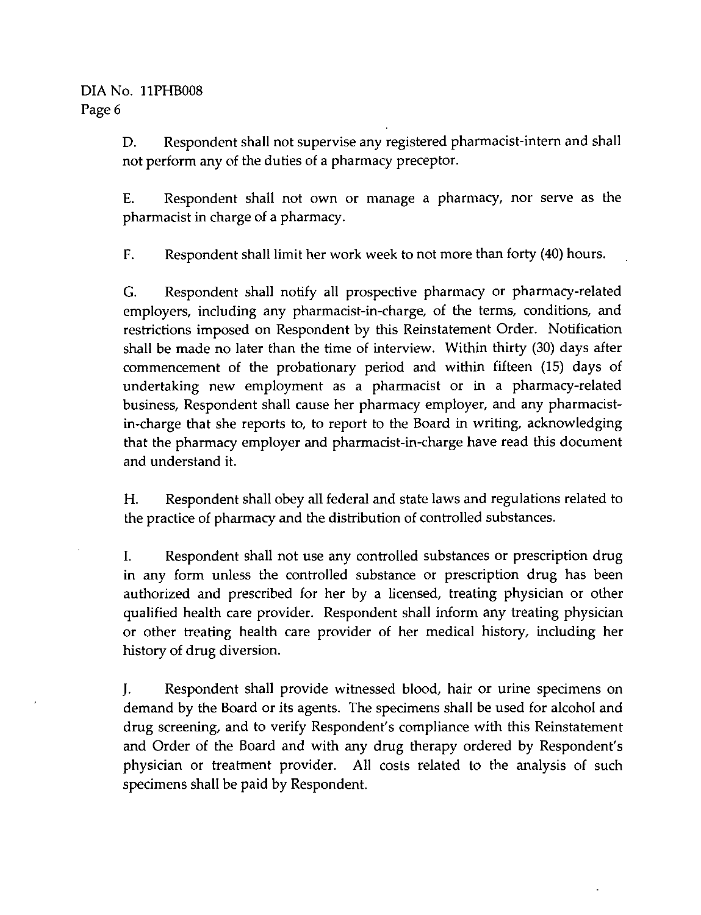D. Respondent shall not supervise any registered pharmacist-intern and shall not perform any of the duties of a pharmacy preceptor.

E. Respondent shall not own or manage a pharmacy, nor serve as the pharmacist in charge of a pharmacy.

F. Respondent shall limit her work week to not more than forty (40) hours.

G. Respondent shall notify all prospective pharmacy or pharmacy-related employers, including any pharmacist-in-charge, of the terms, conditions, and restrictions imposed on Respondent by this Reinstatement Order. Notification shall be made no later than the time of interview. Within thirty (30) days after commencement of the probationary period and within fifteen (15) days of undertaking new employment as a pharmacist or in a pharmacy-related business, Respondent shall cause her pharmacy employer, and any pharmacist-in-charge that she reports to, to report to the Board in writing, acknowledging that the pharmacy employer and pharmacist-in-charge have read this document and understand it.

H. Respondent shall obey all federal and state laws and regulations related to the practice of pharmacy and the distribution of controlled substances.

I. Respondent shall not use any controlled substances or prescription drug in any form unless the controlled substance or prescription drug has been authorized and prescribed for her by a licensed, treating physician or other qualified health care provider. Respondent shall inform any treating physician or other treating health care provider of her medical history, including her history of drug diversion.

J. Respondent shall provide witnessed blood, hair or urine specimens on demand by the Board or its agents. The specimens shall be used for alcohol and drug screening, and to verify Respondent's compliance with this Reinstatement and Order of the Board and with any drug therapy ordered by Respondent's physician or treatment provider. All costs related to the analysis of such specimens shall be paid by Respondent.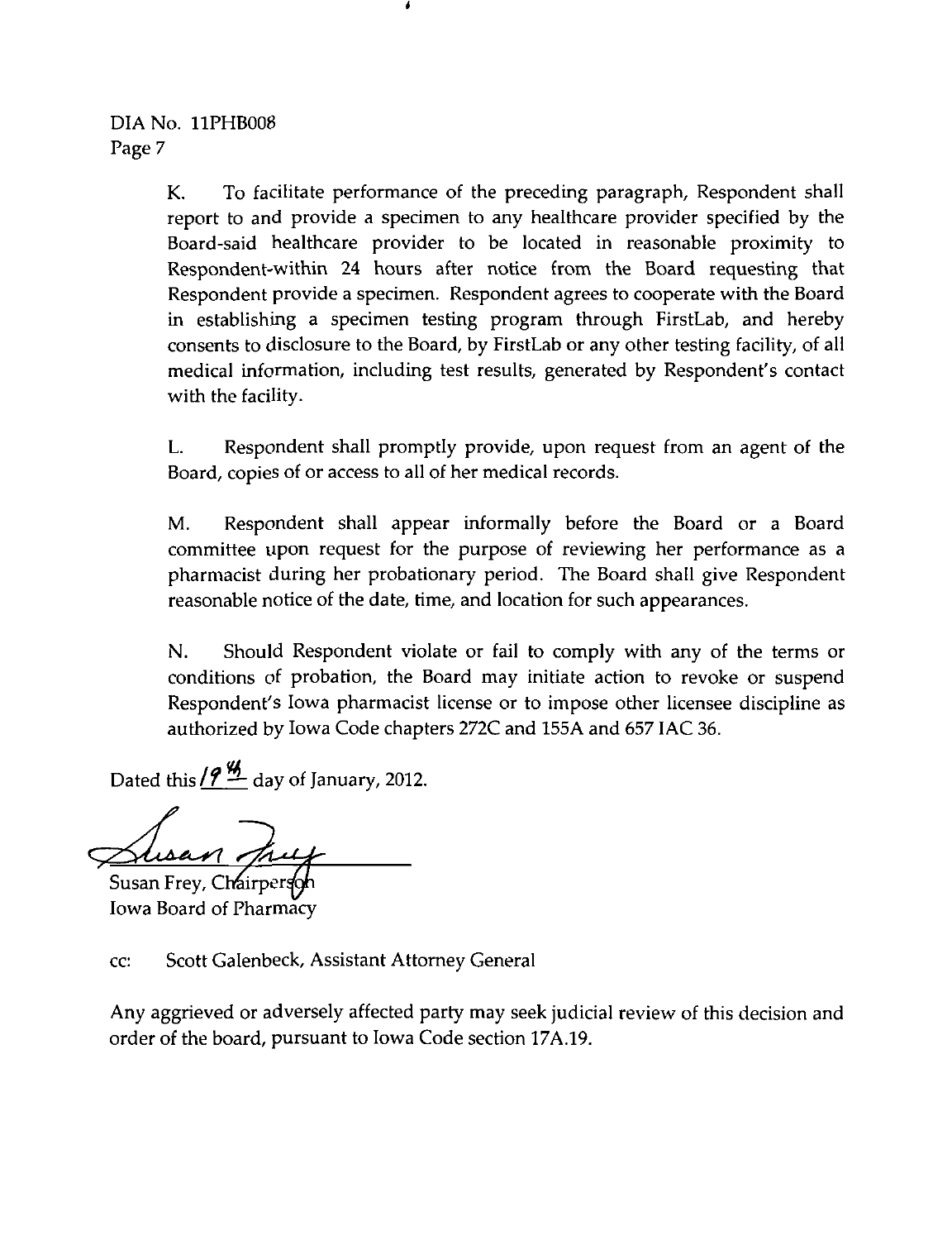K. To facilitate performance of the preceding paragraph, Respondent shall report to and provide a specimen to any healthcare provider specified by the Board-said healthcare provider to be located in reasonable proximity to Respondent-within 24 hours after notice from the Board requesting that Respondent provide a specimen. Respondent agrees to cooperate with the Board in establishing a specimen testing program through FirstLab, and hereby consents to disclosure to the Board, by FirstLab or any other testing facility, of all medical information, including test results, generated by Respondent's contact with the facility.

L. Respondent shall promptly provide, upon request from an agent of the Board, copies of or access to all of her medical records.

M. Respondent shall appear informally before the Board or a Board committee upon request for the purpose of reviewing her performance as a pharmacist during her probationary period. The Board shall give Respondent reasonable notice of the date, time, and location for such appearances.

N. Should Respondent violate or fail to comply with any of the terms or conditions of probation, the Board may initiate action to revoke or suspend Respondent's Iowa pharmacist license or to impose other licensee discipline as authorized by Iowa Code chapters 272C and 155A and 657 IAC 36.

Dated this 19th day of January, 2012.

Susan Frey, Chairperson
Iowa Board of Pharmacy

cc: Scott Galenbeck, Assistant Attorney General

Any aggrieved or adversely affected party may seek judicial review of this decision and order of the board, pursuant to Iowa Code section 17A.19.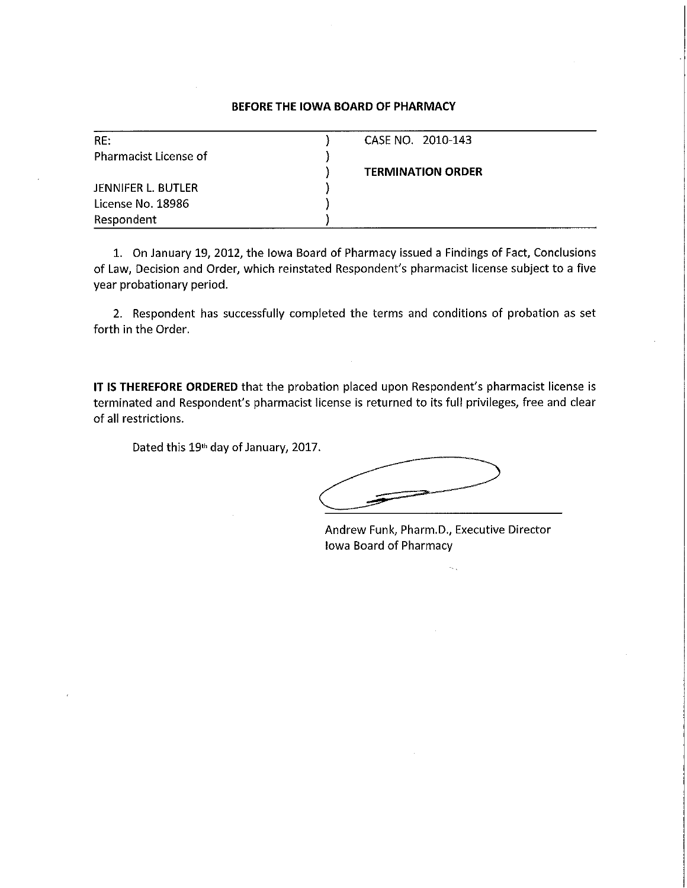**BEFORE THE IOWA BOARD OF PHARMACY**

| | | |
|---|---|---|
| RE: | ) | CASE NO. 2010-143 |
| Pharmacist License of | ) | |
| | ) | **TERMINATION ORDER** |
| JENNIFER L. BUTLER | ) | |
| License No. 18986 | ) | |
| Respondent | ) | |

1. On January 19, 2012, the Iowa Board of Pharmacy issued a Findings of Fact, Conclusions of Law, Decision and Order, which reinstated Respondent's pharmacist license subject to a five year probationary period.

2. Respondent has successfully completed the terms and conditions of probation as set forth in the Order.

**IT IS THEREFORE ORDERED** that the probation placed upon Respondent's pharmacist license is terminated and Respondent's pharmacist license is returned to its full privileges, free and clear of all restrictions.

Dated this 19th day of January, 2017.

Andrew Funk, Pharm.D., Executive Director
Iowa Board of Pharmacy